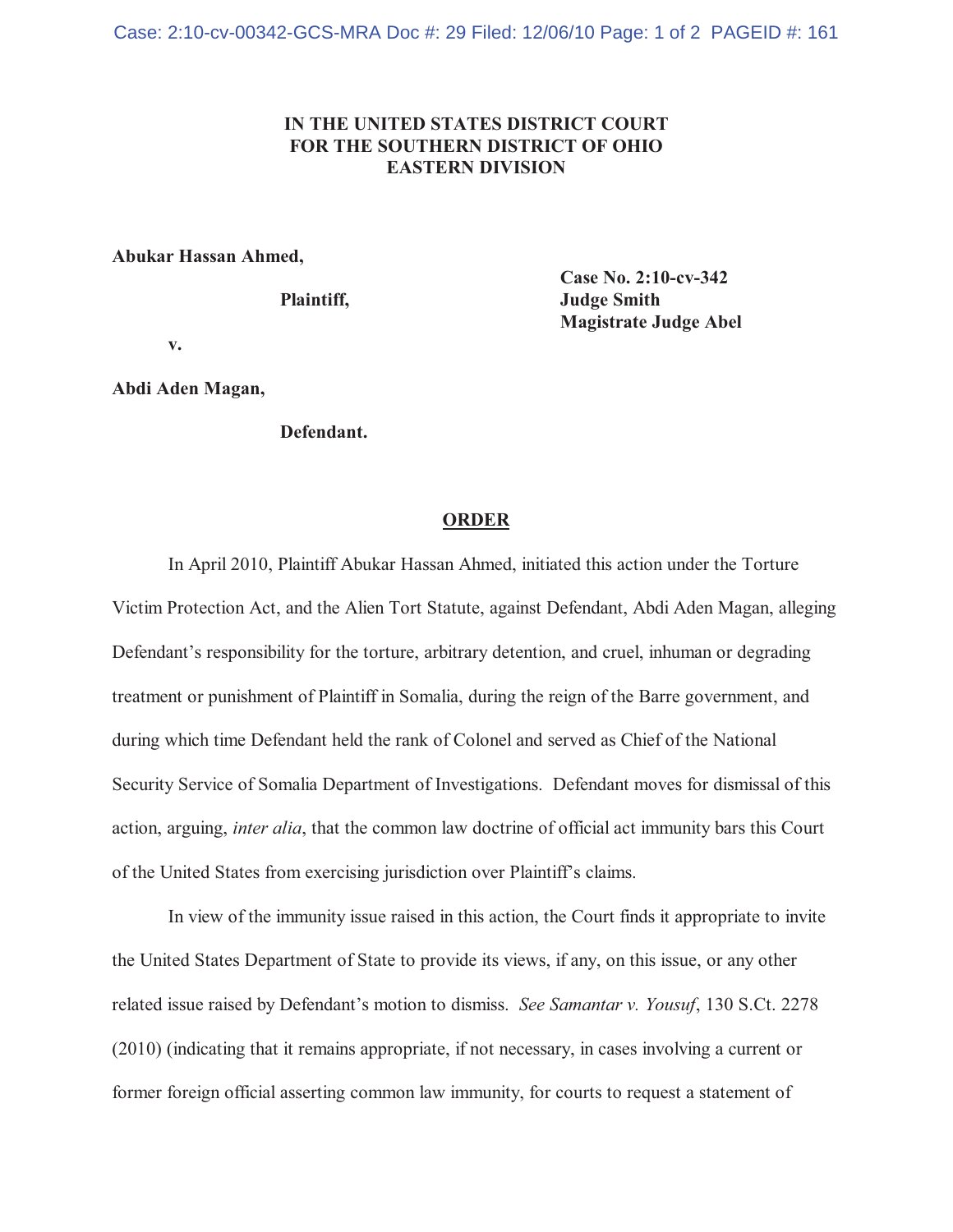**IN THE UNITED STATES DISTRICT COURT**
**FOR THE SOUTHERN DISTRICT OF OHIO**
**EASTERN DIVISION**

**Abukar Hassan Ahmed,**

**Plaintiff,**

**v.**

**Abdi Aden Magan,**

**Defendant.**

**Case No. 2:10-cv-342**
**Judge Smith**
**Magistrate Judge Abel**

## ORDER

In April 2010, Plaintiff Abukar Hassan Ahmed, initiated this action under the Torture Victim Protection Act, and the Alien Tort Statute, against Defendant, Abdi Aden Magan, alleging Defendant's responsibility for the torture, arbitrary detention, and cruel, inhuman or degrading treatment or punishment of Plaintiff in Somalia, during the reign of the Barre government, and during which time Defendant held the rank of Colonel and served as Chief of the National Security Service of Somalia Department of Investigations. Defendant moves for dismissal of this action, arguing, *inter alia*, that the common law doctrine of official act immunity bars this Court of the United States from exercising jurisdiction over Plaintiff's claims.

In view of the immunity issue raised in this action, the Court finds it appropriate to invite the United States Department of State to provide its views, if any, on this issue, or any other related issue raised by Defendant's motion to dismiss. *See Samantar v. Yousuf*, 130 S.Ct. 2278 (2010) (indicating that it remains appropriate, if not necessary, in cases involving a current or former foreign official asserting common law immunity, for courts to request a statement of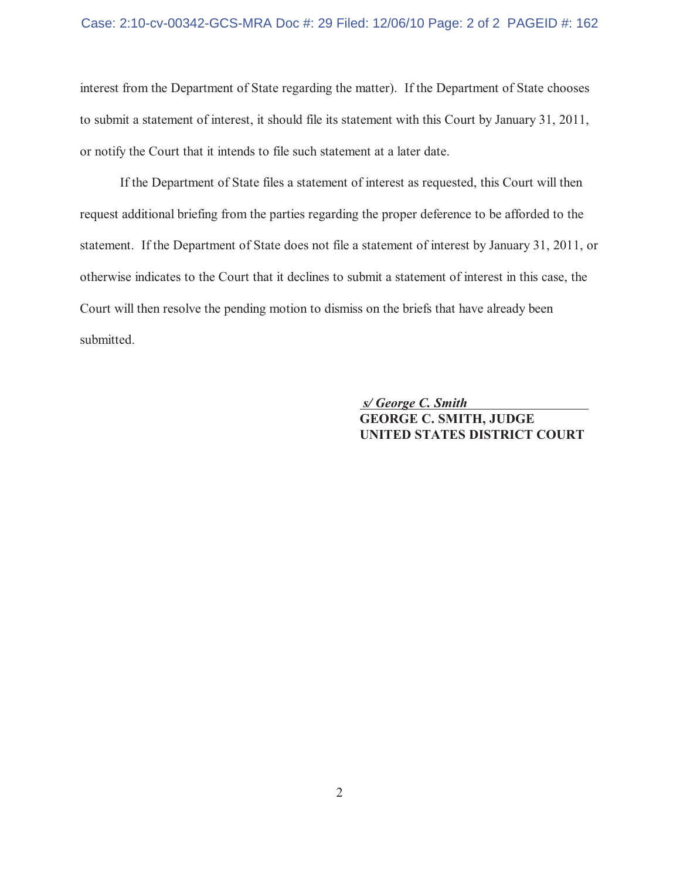interest from the Department of State regarding the matter). If the Department of State chooses to submit a statement of interest, it should file its statement with this Court by January 31, 2011, or notify the Court that it intends to file such statement at a later date.

If the Department of State files a statement of interest as requested, this Court will then request additional briefing from the parties regarding the proper deference to be afforded to the statement. If the Department of State does not file a statement of interest by January 31, 2011, or otherwise indicates to the Court that it declines to submit a statement of interest in this case, the Court will then resolve the pending motion to dismiss on the briefs that have already been submitted.

*s/ George C. Smith*
**GEORGE C. SMITH, JUDGE**
**UNITED STATES DISTRICT COURT**